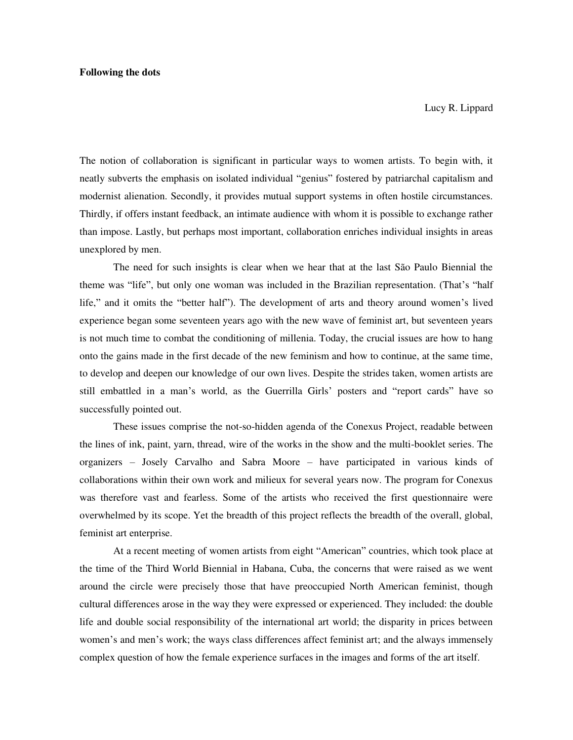**Following the dots**

Lucy R. Lippard

The notion of collaboration is significant in particular ways to women artists. To begin with, it neatly subverts the emphasis on isolated individual "genius" fostered by patriarchal capitalism and modernist alienation. Secondly, it provides mutual support systems in often hostile circumstances. Thirdly, if offers instant feedback, an intimate audience with whom it is possible to exchange rather than impose. Lastly, but perhaps most important, collaboration enriches individual insights in areas unexplored by men.

The need for such insights is clear when we hear that at the last São Paulo Biennial the theme was "life", but only one woman was included in the Brazilian representation. (That's "half life," and it omits the "better half"). The development of arts and theory around women's lived experience began some seventeen years ago with the new wave of feminist art, but seventeen years is not much time to combat the conditioning of millenia. Today, the crucial issues are how to hang onto the gains made in the first decade of the new feminism and how to continue, at the same time, to develop and deepen our knowledge of our own lives. Despite the strides taken, women artists are still embattled in a man's world, as the Guerrilla Girls' posters and "report cards" have so successfully pointed out.

These issues comprise the not-so-hidden agenda of the Conexus Project, readable between the lines of ink, paint, yarn, thread, wire of the works in the show and the multi-booklet series. The organizers – Josely Carvalho and Sabra Moore – have participated in various kinds of collaborations within their own work and milieux for several years now. The program for Conexus was therefore vast and fearless. Some of the artists who received the first questionnaire were overwhelmed by its scope. Yet the breadth of this project reflects the breadth of the overall, global, feminist art enterprise.

At a recent meeting of women artists from eight "American" countries, which took place at the time of the Third World Biennial in Habana, Cuba, the concerns that were raised as we went around the circle were precisely those that have preoccupied North American feminist, though cultural differences arose in the way they were expressed or experienced. They included: the double life and double social responsibility of the international art world; the disparity in prices between women's and men's work; the ways class differences affect feminist art; and the always immensely complex question of how the female experience surfaces in the images and forms of the art itself.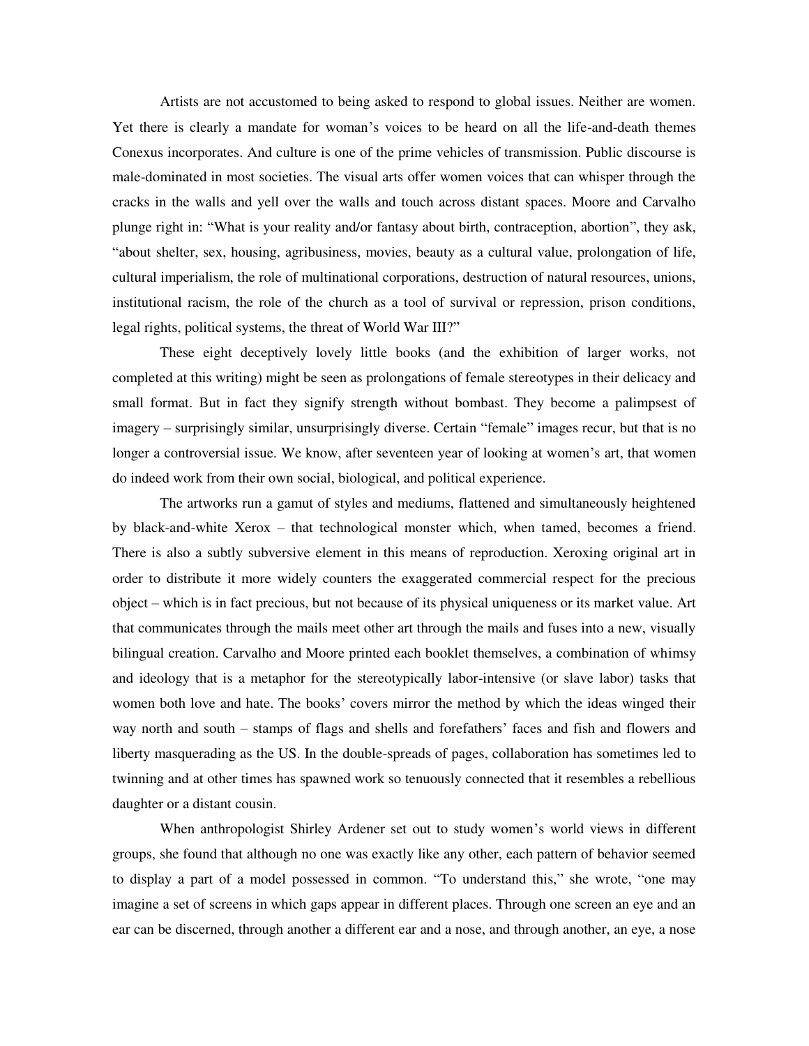Artists are not accustomed to being asked to respond to global issues. Neither are women. Yet there is clearly a mandate for woman's voices to be heard on all the life-and-death themes Conexus incorporates. And culture is one of the prime vehicles of transmission. Public discourse is male-dominated in most societies. The visual arts offer women voices that can whisper through the cracks in the walls and yell over the walls and touch across distant spaces. Moore and Carvalho plunge right in: "What is your reality and/or fantasy about birth, contraception, abortion", they ask, "about shelter, sex, housing, agribusiness, movies, beauty as a cultural value, prolongation of life, cultural imperialism, the role of multinational corporations, destruction of natural resources, unions, institutional racism, the role of the church as a tool of survival or repression, prison conditions, legal rights, political systems, the threat of World War III?"

These eight deceptively lovely little books (and the exhibition of larger works, not completed at this writing) might be seen as prolongations of female stereotypes in their delicacy and small format. But in fact they signify strength without bombast. They become a palimpsest of imagery – surprisingly similar, unsurprisingly diverse. Certain "female" images recur, but that is no longer a controversial issue. We know, after seventeen year of looking at women's art, that women do indeed work from their own social, biological, and political experience.

The artworks run a gamut of styles and mediums, flattened and simultaneously heightened by black-and-white Xerox – that technological monster which, when tamed, becomes a friend. There is also a subtly subversive element in this means of reproduction. Xeroxing original art in order to distribute it more widely counters the exaggerated commercial respect for the precious object – which is in fact precious, but not because of its physical uniqueness or its market value. Art that communicates through the mails meet other art through the mails and fuses into a new, visually bilingual creation. Carvalho and Moore printed each booklet themselves, a combination of whimsy and ideology that is a metaphor for the stereotypically labor-intensive (or slave labor) tasks that women both love and hate. The books' covers mirror the method by which the ideas winged their way north and south – stamps of flags and shells and forefathers' faces and fish and flowers and liberty masquerading as the US. In the double-spreads of pages, collaboration has sometimes led to twinning and at other times has spawned work so tenuously connected that it resembles a rebellious daughter or a distant cousin.

When anthropologist Shirley Ardener set out to study women's world views in different groups, she found that although no one was exactly like any other, each pattern of behavior seemed to display a part of a model possessed in common. "To understand this," she wrote, "one may imagine a set of screens in which gaps appear in different places. Through one screen an eye and an ear can be discerned, through another a different ear and a nose, and through another, an eye, a nose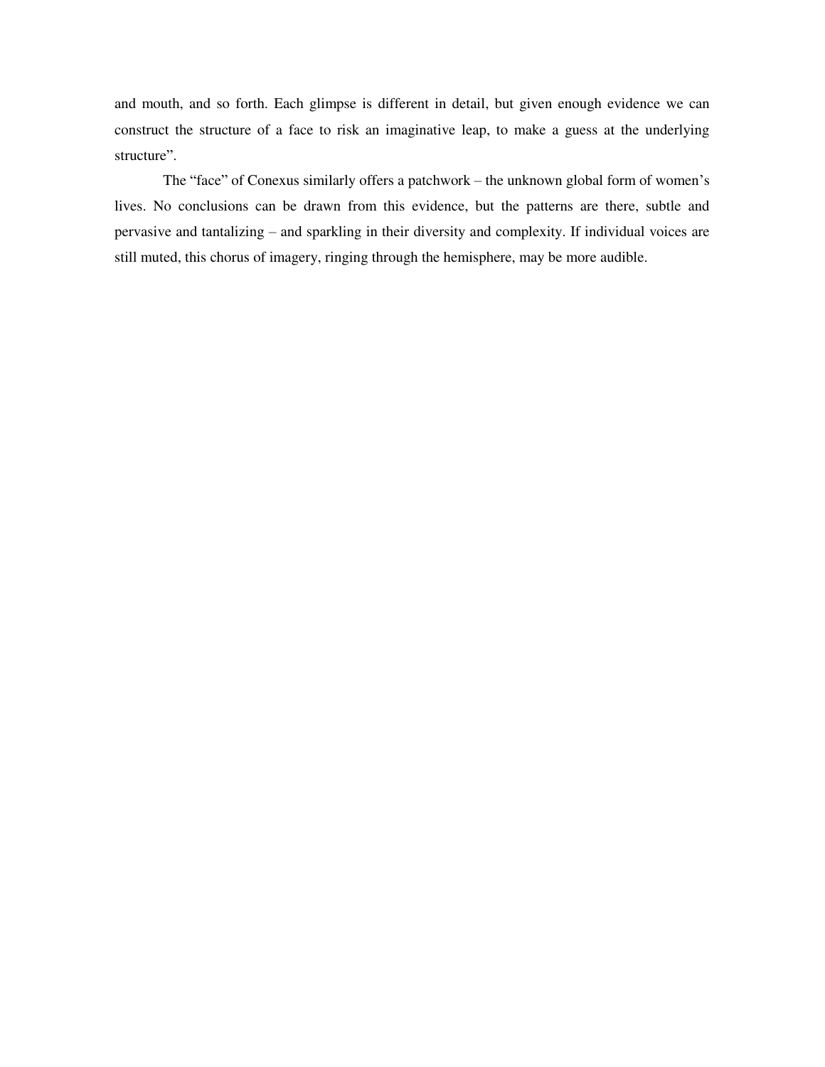and mouth, and so forth. Each glimpse is different in detail, but given enough evidence we can construct the structure of a face to risk an imaginative leap, to make a guess at the underlying structure".

The "face" of Conexus similarly offers a patchwork – the unknown global form of women's lives. No conclusions can be drawn from this evidence, but the patterns are there, subtle and pervasive and tantalizing – and sparkling in their diversity and complexity. If individual voices are still muted, this chorus of imagery, ringing through the hemisphere, may be more audible.